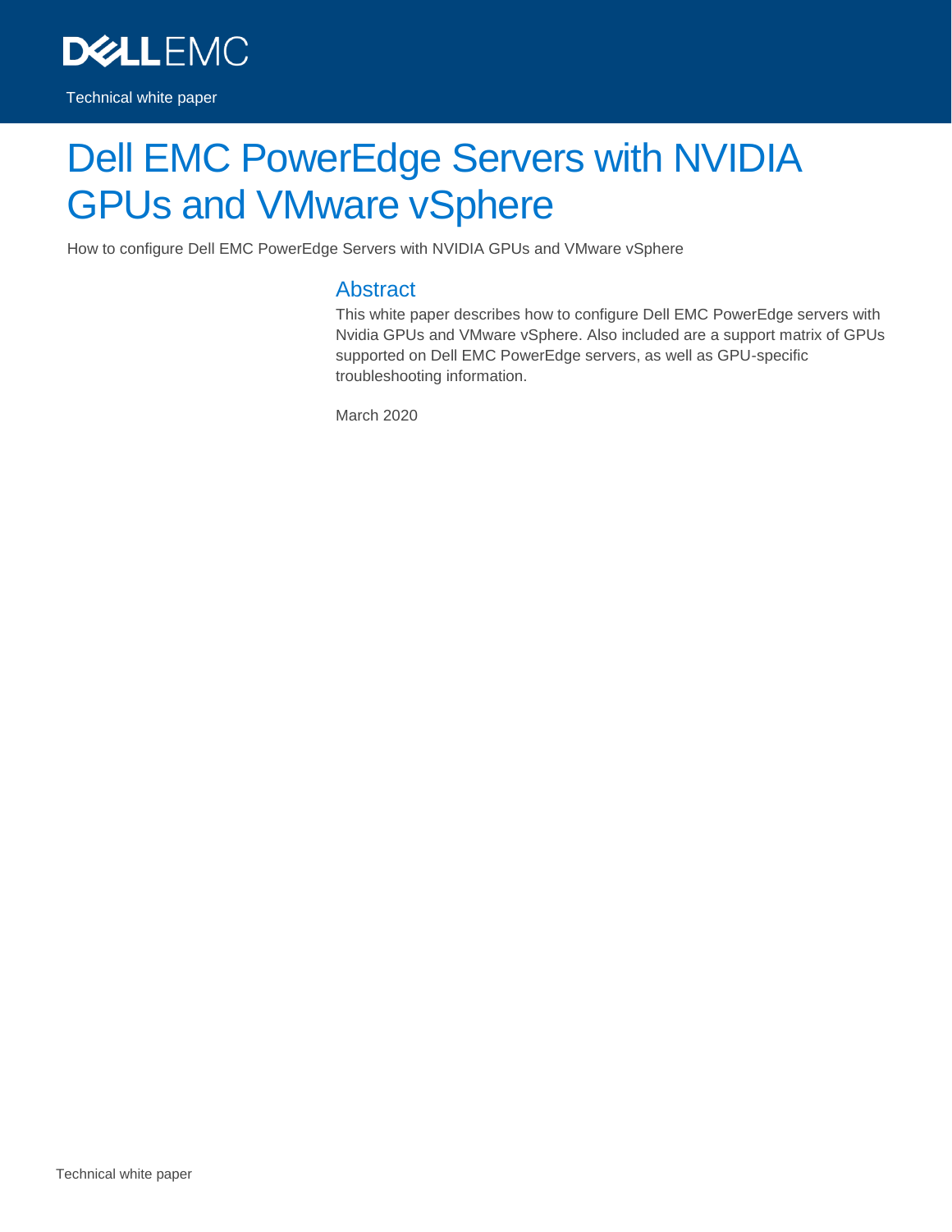Technical white paper

# Dell EMC PowerEdge Servers with NVIDIA GPUs and VMware vSphere

How to configure Dell EMC PowerEdge Servers with NVIDIA GPUs and VMware vSphere

## Abstract

This white paper describes how to configure Dell EMC PowerEdge servers with Nvidia GPUs and VMware vSphere. Also included are a support matrix of GPUs supported on Dell EMC PowerEdge servers, as well as GPU-specific troubleshooting information.

March 2020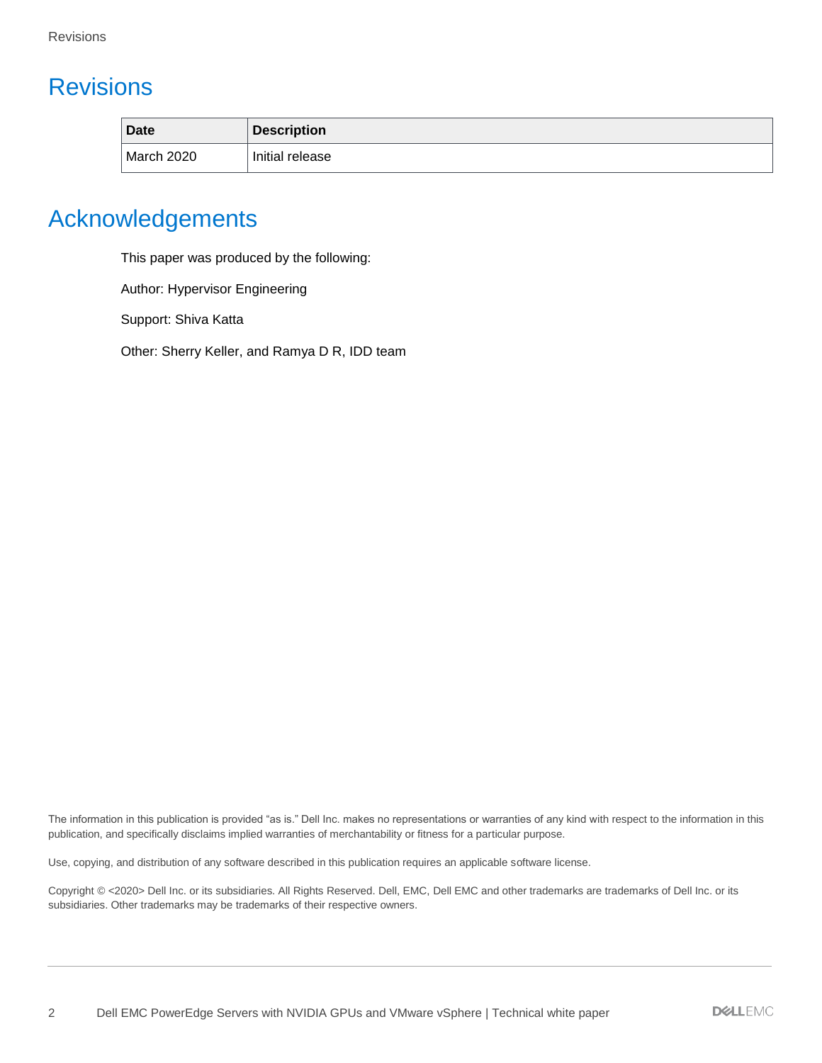# Revisions

| Date | Description |
|---|---|
| March 2020 | Initial release |

# Acknowledgements

This paper was produced by the following:

Author: Hypervisor Engineering

Support: Shiva Katta

Other: Sherry Keller, and Ramya D R, IDD team

The information in this publication is provided "as is." Dell Inc. makes no representations or warranties of any kind with respect to the information in this publication, and specifically disclaims implied warranties of merchantability or fitness for a particular purpose.

Use, copying, and distribution of any software described in this publication requires an applicable software license.

Copyright © <2020> Dell Inc. or its subsidiaries. All Rights Reserved. Dell, EMC, Dell EMC and other trademarks are trademarks of Dell Inc. or its subsidiaries. Other trademarks may be trademarks of their respective owners.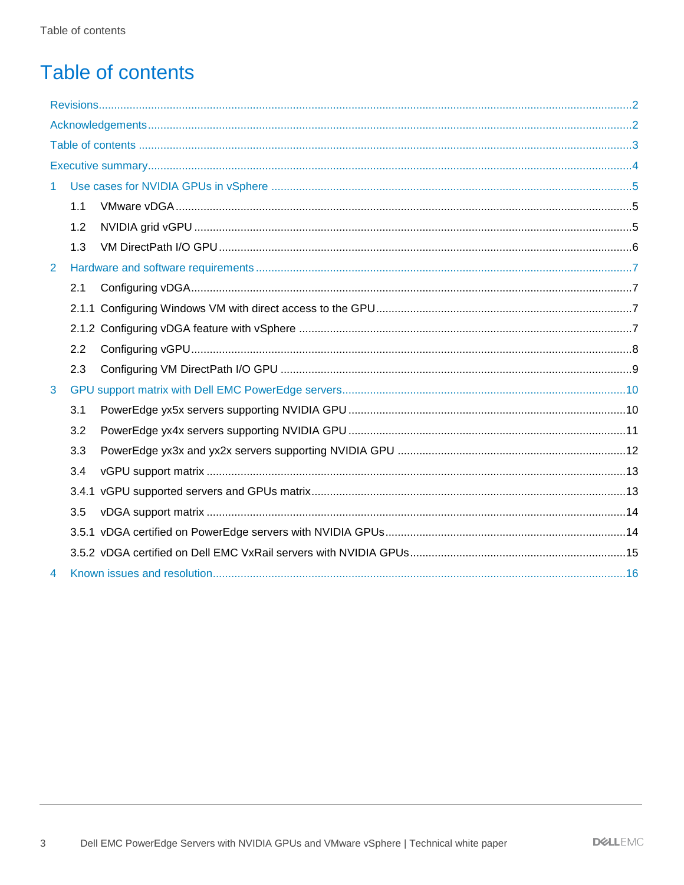# Table of contents

Revisions.....2

Acknowledgements.....2

Table of contents.....3

Executive summary.....4

1 Use cases for NVIDIA GPUs in vSphere.....5

- 1.1 VMware vDGA.....5
- 1.2 NVIDIA grid vGPU.....5
- 1.3 VM DirectPath I/O GPU.....6

2 Hardware and software requirements.....7

- 2.1 Configuring vDGA.....7
- 2.1.1 Configuring Windows VM with direct access to the GPU.....7
- 2.1.2 Configuring vDGA feature with vSphere.....7
- 2.2 Configuring vGPU.....8
- 2.3 Configuring VM DirectPath I/O GPU.....9

3 GPU support matrix with Dell EMC PowerEdge servers.....10

- 3.1 PowerEdge yx5x servers supporting NVIDIA GPU.....10
- 3.2 PowerEdge yx4x servers supporting NVIDIA GPU.....11
- 3.3 PowerEdge yx3x and yx2x servers supporting NVIDIA GPU.....12
- 3.4 vGPU support matrix.....13
- 3.4.1 vGPU supported servers and GPUs matrix.....13
- 3.5 vDGA support matrix.....14
- 3.5.1 vDGA certified on PowerEdge servers with NVIDIA GPUs.....14
- 3.5.2 vDGA certified on Dell EMC VxRail servers with NVIDIA GPUs.....15

4 Known issues and resolution.....16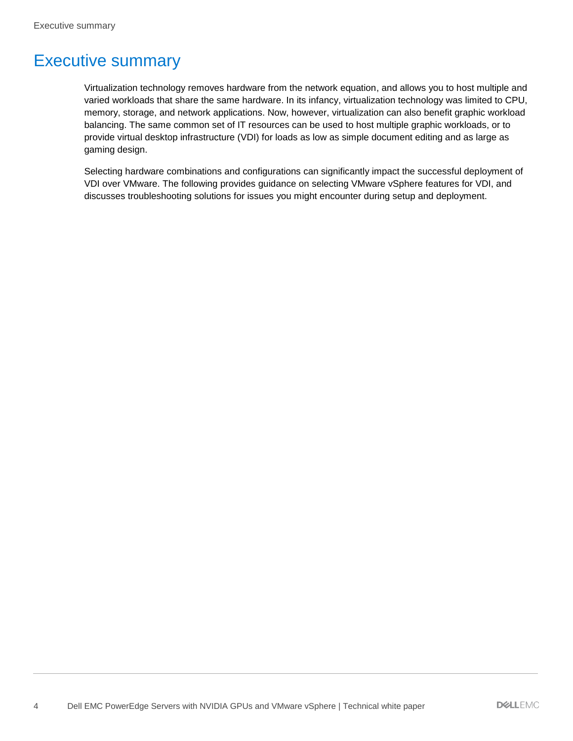# Executive summary

Virtualization technology removes hardware from the network equation, and allows you to host multiple and varied workloads that share the same hardware. In its infancy, virtualization technology was limited to CPU, memory, storage, and network applications. Now, however, virtualization can also benefit graphic workload balancing. The same common set of IT resources can be used to host multiple graphic workloads, or to provide virtual desktop infrastructure (VDI) for loads as low as simple document editing and as large as gaming design.

Selecting hardware combinations and configurations can significantly impact the successful deployment of VDI over VMware. The following provides guidance on selecting VMware vSphere features for VDI, and discusses troubleshooting solutions for issues you might encounter during setup and deployment.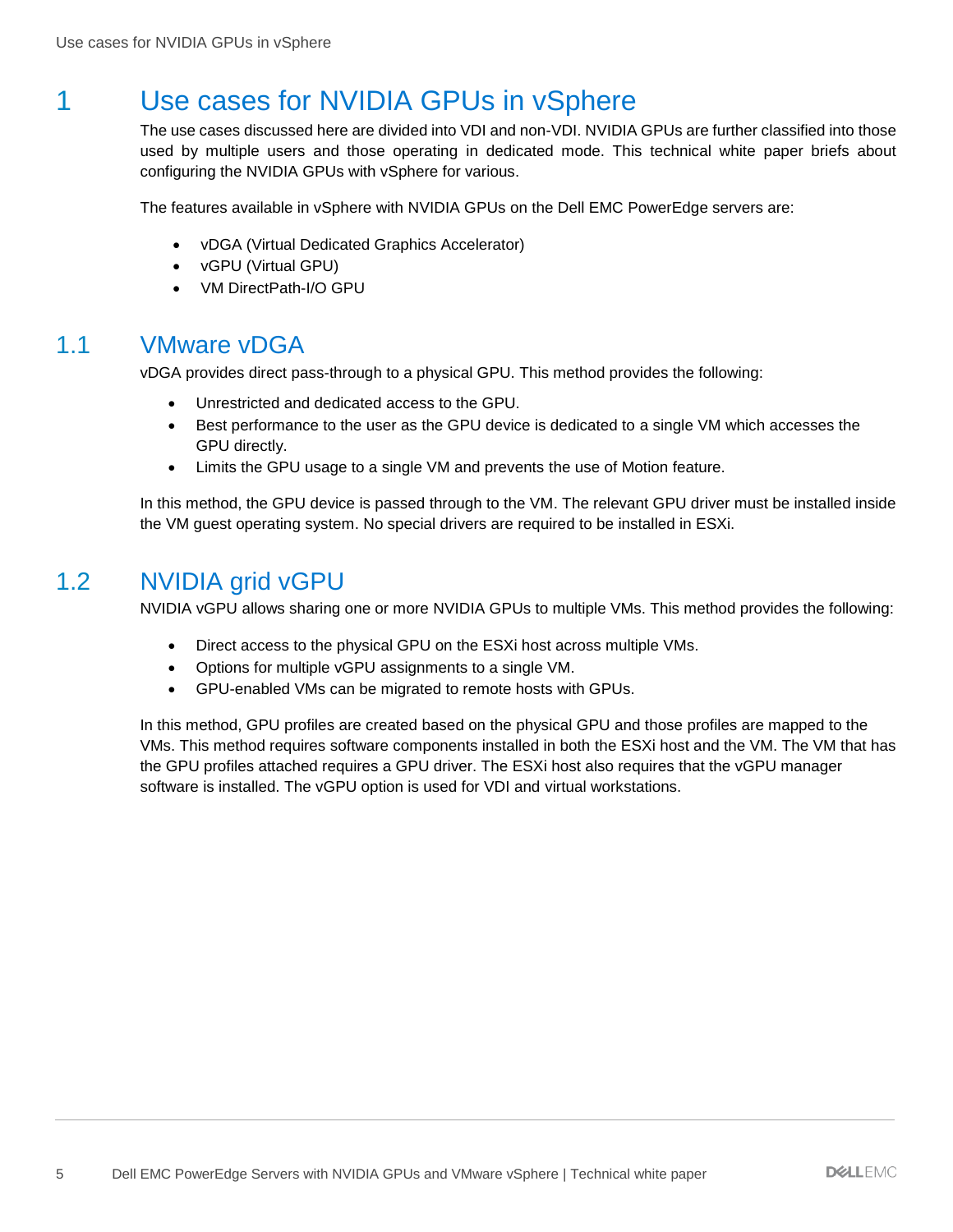# 1 Use cases for NVIDIA GPUs in vSphere

The use cases discussed here are divided into VDI and non-VDI. NVIDIA GPUs are further classified into those used by multiple users and those operating in dedicated mode. This technical white paper briefs about configuring the NVIDIA GPUs with vSphere for various.

The features available in vSphere with NVIDIA GPUs on the Dell EMC PowerEdge servers are:

- vDGA (Virtual Dedicated Graphics Accelerator)
- vGPU (Virtual GPU)
- VM DirectPath-I/O GPU

## 1.1 VMware vDGA

vDGA provides direct pass-through to a physical GPU. This method provides the following:

- Unrestricted and dedicated access to the GPU.
- Best performance to the user as the GPU device is dedicated to a single VM which accesses the GPU directly.
- Limits the GPU usage to a single VM and prevents the use of Motion feature.

In this method, the GPU device is passed through to the VM. The relevant GPU driver must be installed inside the VM guest operating system. No special drivers are required to be installed in ESXi.

## 1.2 NVIDIA grid vGPU

NVIDIA vGPU allows sharing one or more NVIDIA GPUs to multiple VMs. This method provides the following:

- Direct access to the physical GPU on the ESXi host across multiple VMs.
- Options for multiple vGPU assignments to a single VM.
- GPU-enabled VMs can be migrated to remote hosts with GPUs.

In this method, GPU profiles are created based on the physical GPU and those profiles are mapped to the VMs. This method requires software components installed in both the ESXi host and the VM. The VM that has the GPU profiles attached requires a GPU driver. The ESXi host also requires that the vGPU manager software is installed. The vGPU option is used for VDI and virtual workstations.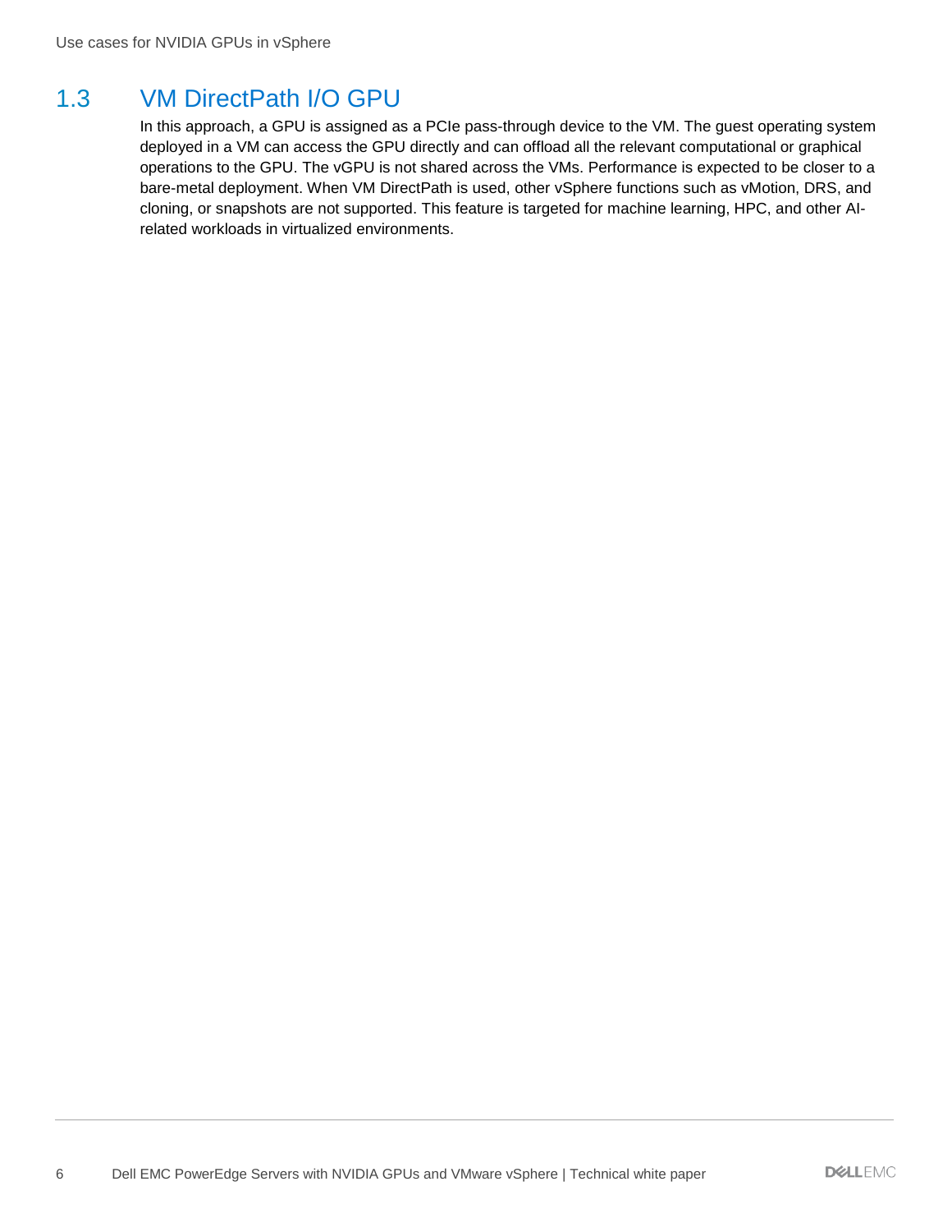## 1.3 VM DirectPath I/O GPU

In this approach, a GPU is assigned as a PCIe pass-through device to the VM. The guest operating system deployed in a VM can access the GPU directly and can offload all the relevant computational or graphical operations to the GPU. The vGPU is not shared across the VMs. Performance is expected to be closer to a bare-metal deployment. When VM DirectPath is used, other vSphere functions such as vMotion, DRS, and cloning, or snapshots are not supported. This feature is targeted for machine learning, HPC, and other AI-related workloads in virtualized environments.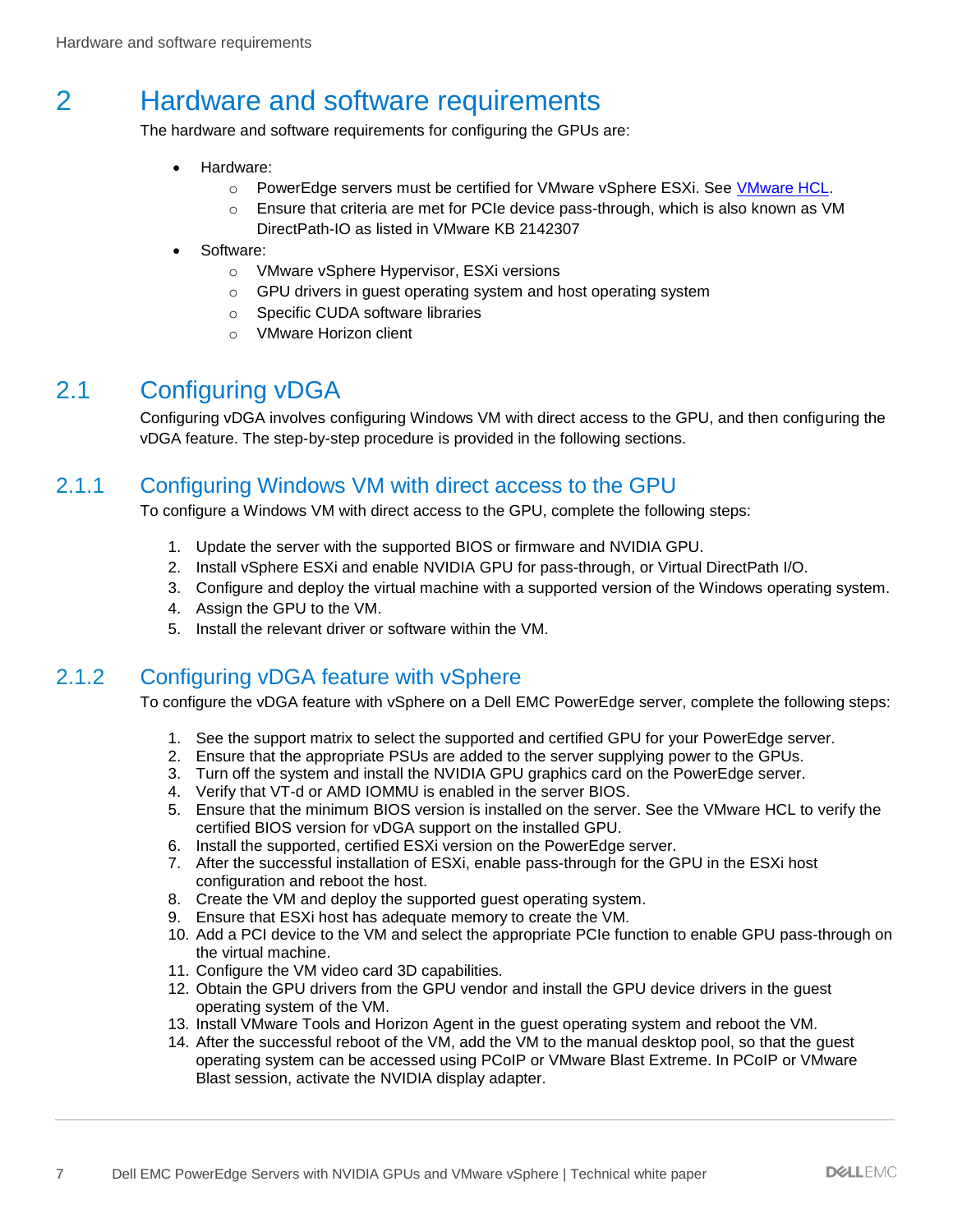# 2 Hardware and software requirements

The hardware and software requirements for configuring the GPUs are:

- Hardware:
  - PowerEdge servers must be certified for VMware vSphere ESXi. See VMware HCL.
  - Ensure that criteria are met for PCIe device pass-through, which is also known as VM DirectPath-IO as listed in VMware KB 2142307
- Software:
  - VMware vSphere Hypervisor, ESXi versions
  - GPU drivers in guest operating system and host operating system
  - Specific CUDA software libraries
  - VMware Horizon client

## 2.1 Configuring vDGA

Configuring vDGA involves configuring Windows VM with direct access to the GPU, and then configuring the vDGA feature. The step-by-step procedure is provided in the following sections.

### 2.1.1 Configuring Windows VM with direct access to the GPU

To configure a Windows VM with direct access to the GPU, complete the following steps:

1. Update the server with the supported BIOS or firmware and NVIDIA GPU.
2. Install vSphere ESXi and enable NVIDIA GPU for pass-through, or Virtual DirectPath I/O.
3. Configure and deploy the virtual machine with a supported version of the Windows operating system.
4. Assign the GPU to the VM.
5. Install the relevant driver or software within the VM.

### 2.1.2 Configuring vDGA feature with vSphere

To configure the vDGA feature with vSphere on a Dell EMC PowerEdge server, complete the following steps:

1. See the support matrix to select the supported and certified GPU for your PowerEdge server.
2. Ensure that the appropriate PSUs are added to the server supplying power to the GPUs.
3. Turn off the system and install the NVIDIA GPU graphics card on the PowerEdge server.
4. Verify that VT-d or AMD IOMMU is enabled in the server BIOS.
5. Ensure that the minimum BIOS version is installed on the server. See the VMware HCL to verify the certified BIOS version for vDGA support on the installed GPU.
6. Install the supported, certified ESXi version on the PowerEdge server.
7. After the successful installation of ESXi, enable pass-through for the GPU in the ESXi host configuration and reboot the host.
8. Create the VM and deploy the supported guest operating system.
9. Ensure that ESXi host has adequate memory to create the VM.
10. Add a PCI device to the VM and select the appropriate PCIe function to enable GPU pass-through on the virtual machine.
11. Configure the VM video card 3D capabilities.
12. Obtain the GPU drivers from the GPU vendor and install the GPU device drivers in the guest operating system of the VM.
13. Install VMware Tools and Horizon Agent in the guest operating system and reboot the VM.
14. After the successful reboot of the VM, add the VM to the manual desktop pool, so that the guest operating system can be accessed using PCoIP or VMware Blast Extreme. In PCoIP or VMware Blast session, activate the NVIDIA display adapter.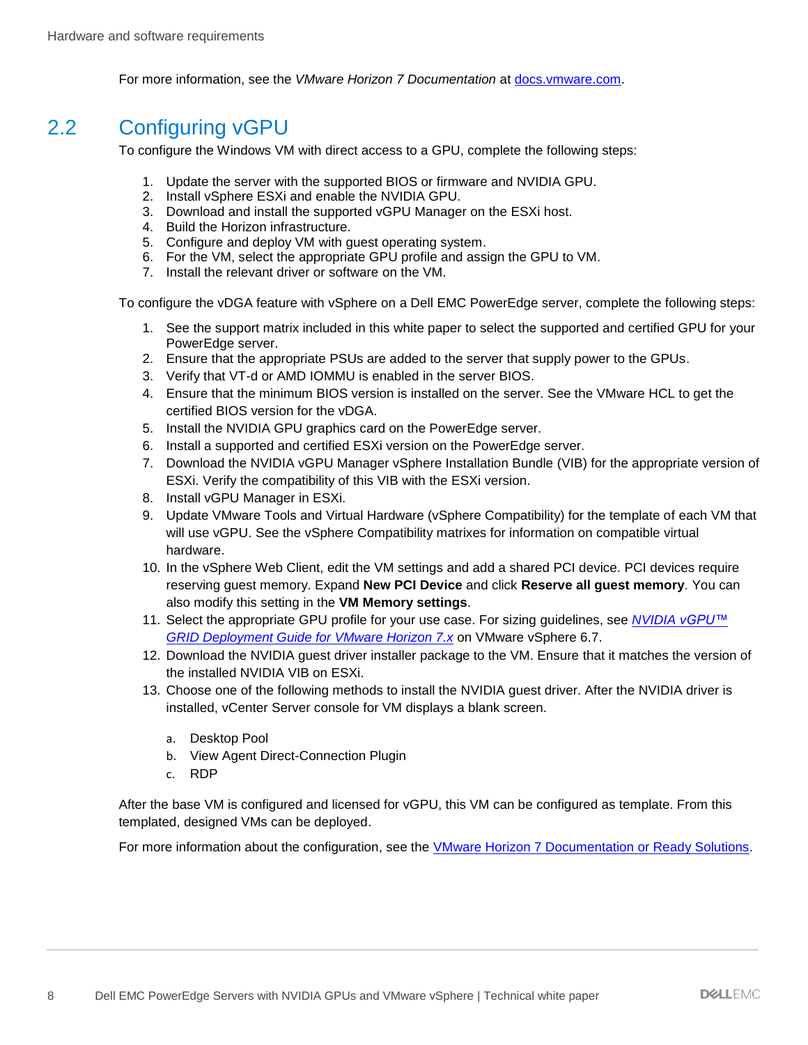For more information, see the *VMware Horizon 7 Documentation* at [docs.vmware.com](docs.vmware.com).

## 2.2 Configuring vGPU

To configure the Windows VM with direct access to a GPU, complete the following steps:

1. Update the server with the supported BIOS or firmware and NVIDIA GPU.
2. Install vSphere ESXi and enable the NVIDIA GPU.
3. Download and install the supported vGPU Manager on the ESXi host.
4. Build the Horizon infrastructure.
5. Configure and deploy VM with guest operating system.
6. For the VM, select the appropriate GPU profile and assign the GPU to VM.
7. Install the relevant driver or software on the VM.

To configure the vDGA feature with vSphere on a Dell EMC PowerEdge server, complete the following steps:

1. See the support matrix included in this white paper to select the supported and certified GPU for your PowerEdge server.
2. Ensure that the appropriate PSUs are added to the server that supply power to the GPUs.
3. Verify that VT-d or AMD IOMMU is enabled in the server BIOS.
4. Ensure that the minimum BIOS version is installed on the server. See the VMware HCL to get the certified BIOS version for the vDGA.
5. Install the NVIDIA GPU graphics card on the PowerEdge server.
6. Install a supported and certified ESXi version on the PowerEdge server.
7. Download the NVIDIA vGPU Manager vSphere Installation Bundle (VIB) for the appropriate version of ESXi. Verify the compatibility of this VIB with the ESXi version.
8. Install vGPU Manager in ESXi.
9. Update VMware Tools and Virtual Hardware (vSphere Compatibility) for the template of each VM that will use vGPU. See the vSphere Compatibility matrixes for information on compatible virtual hardware.
10. In the vSphere Web Client, edit the VM settings and add a shared PCI device. PCI devices require reserving guest memory. Expand **New PCI Device** and click **Reserve all guest memory**. You can also modify this setting in the **VM Memory settings**.
11. Select the appropriate GPU profile for your use case. For sizing guidelines, see *NVIDIA vGPU™ GRID Deployment Guide for VMware Horizon 7.x* on VMware vSphere 6.7.
12. Download the NVIDIA guest driver installer package to the VM. Ensure that it matches the version of the installed NVIDIA VIB on ESXi.
13. Choose one of the following methods to install the NVIDIA guest driver. After the NVIDIA driver is installed, vCenter Server console for VM displays a blank screen.

    a. Desktop Pool
    b. View Agent Direct-Connection Plugin
    c. RDP

After the base VM is configured and licensed for vGPU, this VM can be configured as template. From this templated, designed VMs can be deployed.

For more information about the configuration, see the VMware Horizon 7 Documentation or Ready Solutions.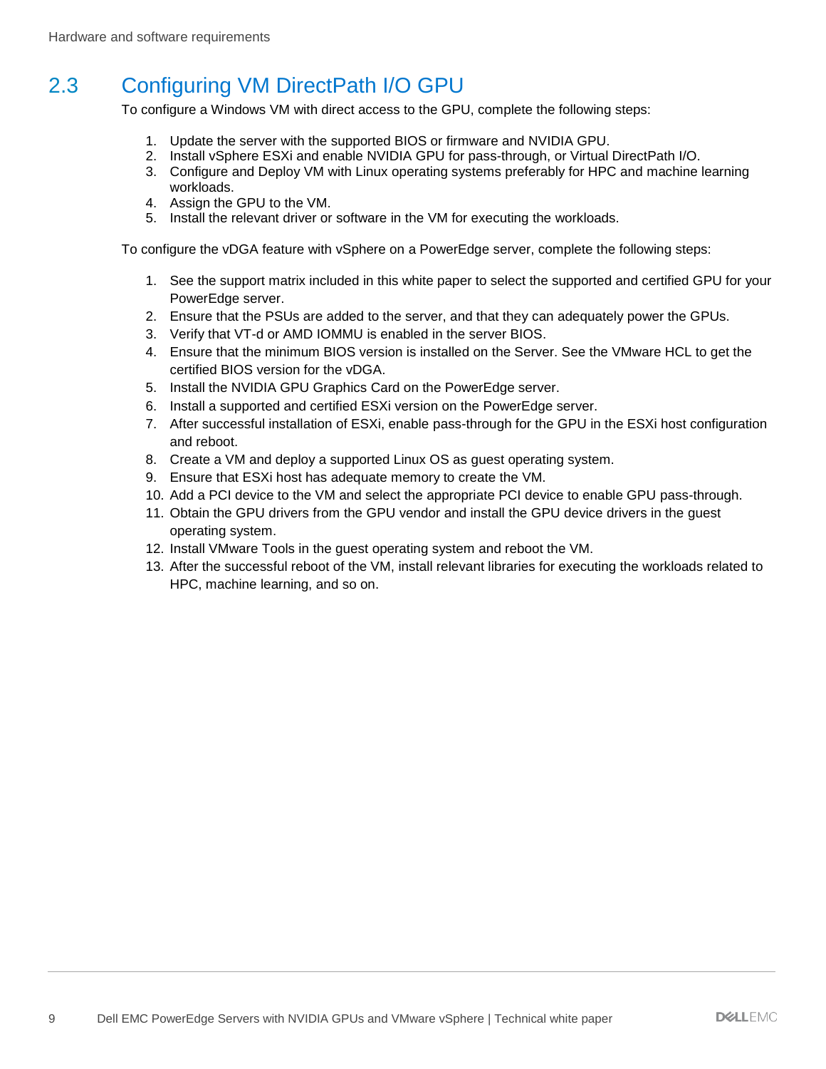## 2.3 Configuring VM DirectPath I/O GPU

To configure a Windows VM with direct access to the GPU, complete the following steps:

1. Update the server with the supported BIOS or firmware and NVIDIA GPU.
2. Install vSphere ESXi and enable NVIDIA GPU for pass-through, or Virtual DirectPath I/O.
3. Configure and Deploy VM with Linux operating systems preferably for HPC and machine learning workloads.
4. Assign the GPU to the VM.
5. Install the relevant driver or software in the VM for executing the workloads.

To configure the vDGA feature with vSphere on a PowerEdge server, complete the following steps:

1. See the support matrix included in this white paper to select the supported and certified GPU for your PowerEdge server.
2. Ensure that the PSUs are added to the server, and that they can adequately power the GPUs.
3. Verify that VT-d or AMD IOMMU is enabled in the server BIOS.
4. Ensure that the minimum BIOS version is installed on the Server. See the VMware HCL to get the certified BIOS version for the vDGA.
5. Install the NVIDIA GPU Graphics Card on the PowerEdge server.
6. Install a supported and certified ESXi version on the PowerEdge server.
7. After successful installation of ESXi, enable pass-through for the GPU in the ESXi host configuration and reboot.
8. Create a VM and deploy a supported Linux OS as guest operating system.
9. Ensure that ESXi host has adequate memory to create the VM.
10. Add a PCI device to the VM and select the appropriate PCI device to enable GPU pass-through.
11. Obtain the GPU drivers from the GPU vendor and install the GPU device drivers in the guest operating system.
12. Install VMware Tools in the guest operating system and reboot the VM.
13. After the successful reboot of the VM, install relevant libraries for executing the workloads related to HPC, machine learning, and so on.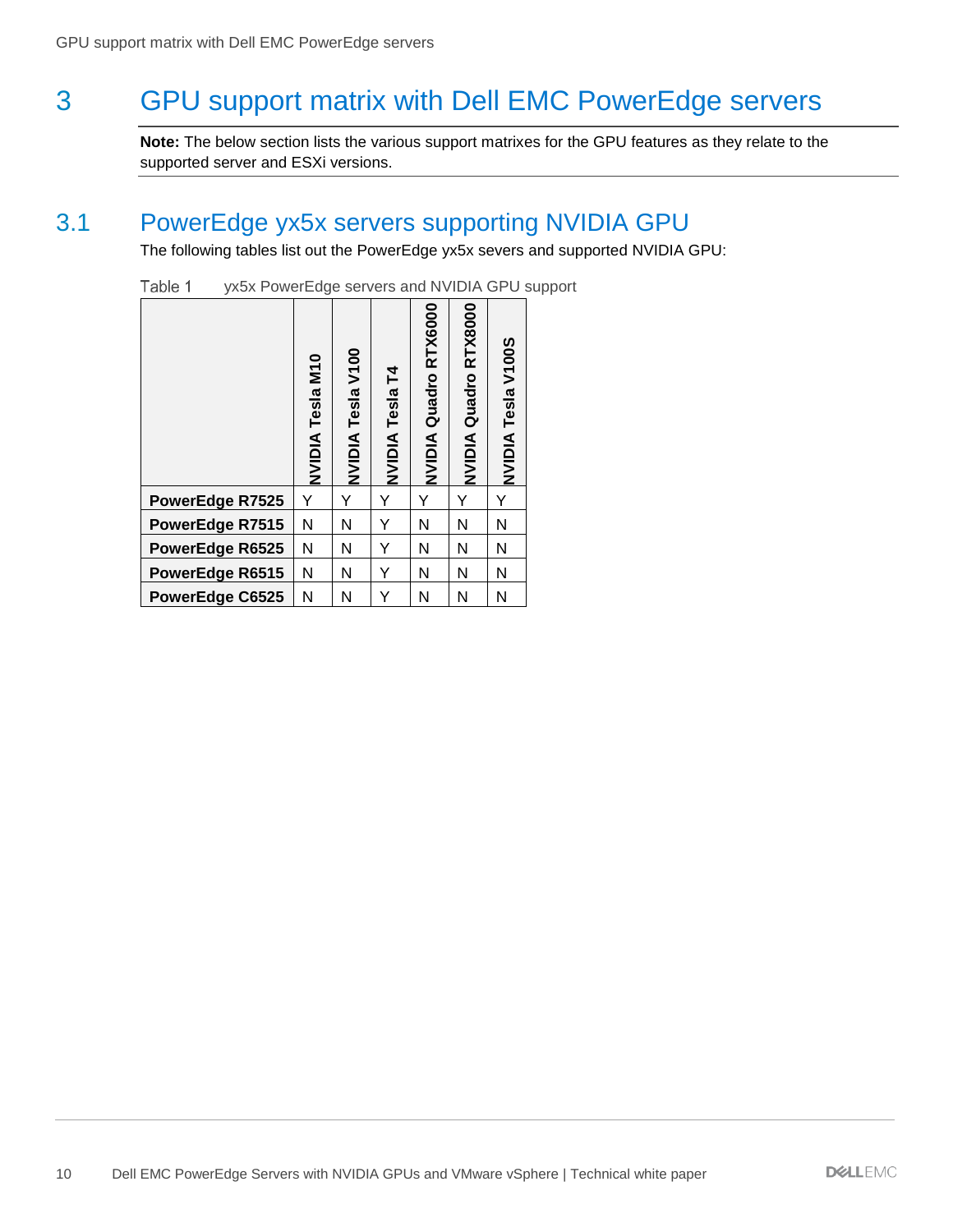# 3 GPU support matrix with Dell EMC PowerEdge servers

**Note:** The below section lists the various support matrixes for the GPU features as they relate to the supported server and ESXi versions.

## 3.1 PowerEdge yx5x servers supporting NVIDIA GPU

The following tables list out the PowerEdge yx5x severs and supported NVIDIA GPU:

Table 1 yx5x PowerEdge servers and NVIDIA GPU support

| | NVIDIA Tesla M10 | NVIDIA Tesla V100 | NVIDIA Tesla T4 | NVIDIA Quadro RTX6000 | NVIDIA Quadro RTX8000 | NVIDIA Tesla V100S |
|---|---|---|---|---|---|---|
| **PowerEdge R7525** | Y | Y | Y | Y | Y | Y |
| **PowerEdge R7515** | N | N | Y | N | N | N |
| **PowerEdge R6525** | N | N | Y | N | N | N |
| **PowerEdge R6515** | N | N | Y | N | N | N |
| **PowerEdge C6525** | N | N | Y | N | N | N |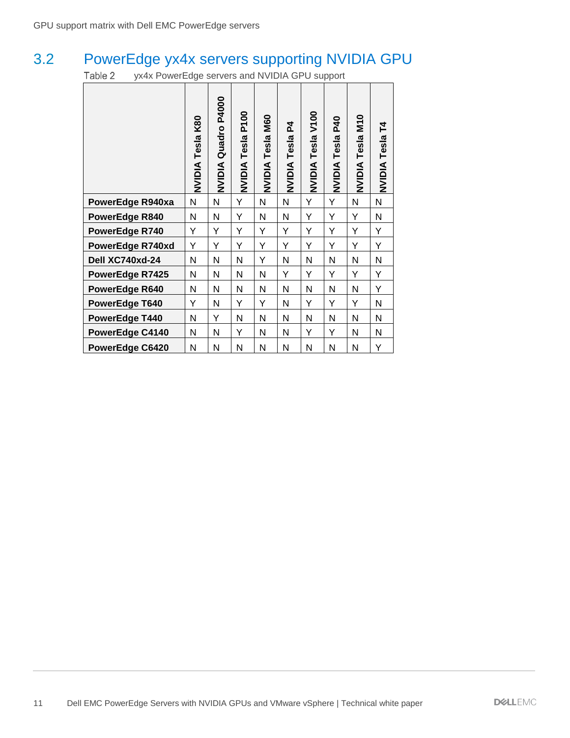## 3.2 PowerEdge yx4x servers supporting NVIDIA GPU

Table 2 yx4x PowerEdge servers and NVIDIA GPU support

| | NVIDIA Tesla K80 | NVIDIA Quadro P4000 | NVIDIA Tesla P100 | NVIDIA Tesla M60 | NVIDIA Tesla P4 | NVIDIA Tesla V100 | NVIDIA Tesla P40 | NVIDIA Tesla M10 | NVIDIA Tesla T4 |
|---|---|---|---|---|---|---|---|---|---|
| **PowerEdge R940xa** | N | N | Y | N | N | Y | Y | N | N |
| **PowerEdge R840** | N | N | Y | N | N | Y | Y | Y | N |
| **PowerEdge R740** | Y | Y | Y | Y | Y | Y | Y | Y | Y |
| **PowerEdge R740xd** | Y | Y | Y | Y | Y | Y | Y | Y | Y |
| **Dell XC740xd-24** | N | N | N | Y | N | N | N | N | N |
| **PowerEdge R7425** | N | N | N | N | Y | Y | Y | Y | Y |
| **PowerEdge R640** | N | N | N | N | N | N | N | N | Y |
| **PowerEdge T640** | Y | N | Y | Y | N | Y | Y | Y | N |
| **PowerEdge T440** | N | Y | N | N | N | N | N | N | N |
| **PowerEdge C4140** | N | N | Y | N | N | Y | Y | N | N |
| **PowerEdge C6420** | N | N | N | N | N | N | N | N | Y |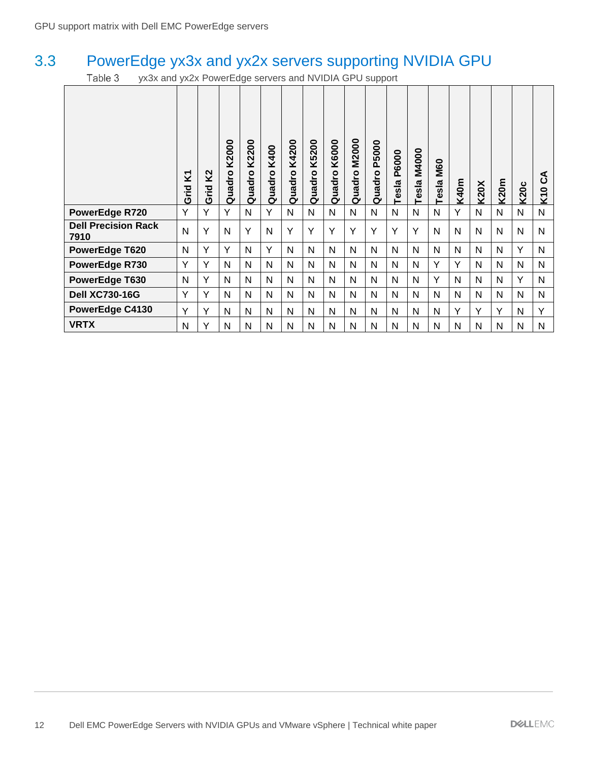## 3.3 PowerEdge yx3x and yx2x servers supporting NVIDIA GPU

Table 3 yx3x and yx2x PowerEdge servers and NVIDIA GPU support

| | Grid K1 | Grid K2 | Quadro K2000 | Quadro K2200 | Quadro K400 | Quadro K4200 | Quadro K5200 | Quadro K6000 | Quadro M2000 | Quadro P5000 | Tesla P6000 | Tesla M4000 | Tesla M60 | K40m | K20X | K20m | K20c | K10 CA |
|---|---|---|---|---|---|---|---|---|---|---|---|---|---|---|---|---|---|---|
| **PowerEdge R720** | Y | Y | Y | N | Y | N | N | N | N | N | N | N | N | Y | N | N | N | N |
| **Dell Precision Rack 7910** | N | Y | N | Y | N | Y | Y | Y | Y | Y | Y | Y | N | N | N | N | N | N |
| **PowerEdge T620** | N | Y | Y | N | Y | N | N | N | N | N | N | N | N | N | N | N | Y | N |
| **PowerEdge R730** | Y | Y | N | N | N | N | N | N | N | N | N | N | Y | Y | N | N | N | N |
| **PowerEdge T630** | N | Y | N | N | N | N | N | N | N | N | N | N | Y | N | N | N | Y | N |
| **Dell XC730-16G** | Y | Y | N | N | N | N | N | N | N | N | N | N | N | N | N | N | N | N |
| **PowerEdge C4130** | Y | Y | N | N | N | N | N | N | N | N | N | N | N | Y | Y | Y | N | Y |
| **VRTX** | N | Y | N | N | N | N | N | N | N | N | N | N | N | N | N | N | N | N |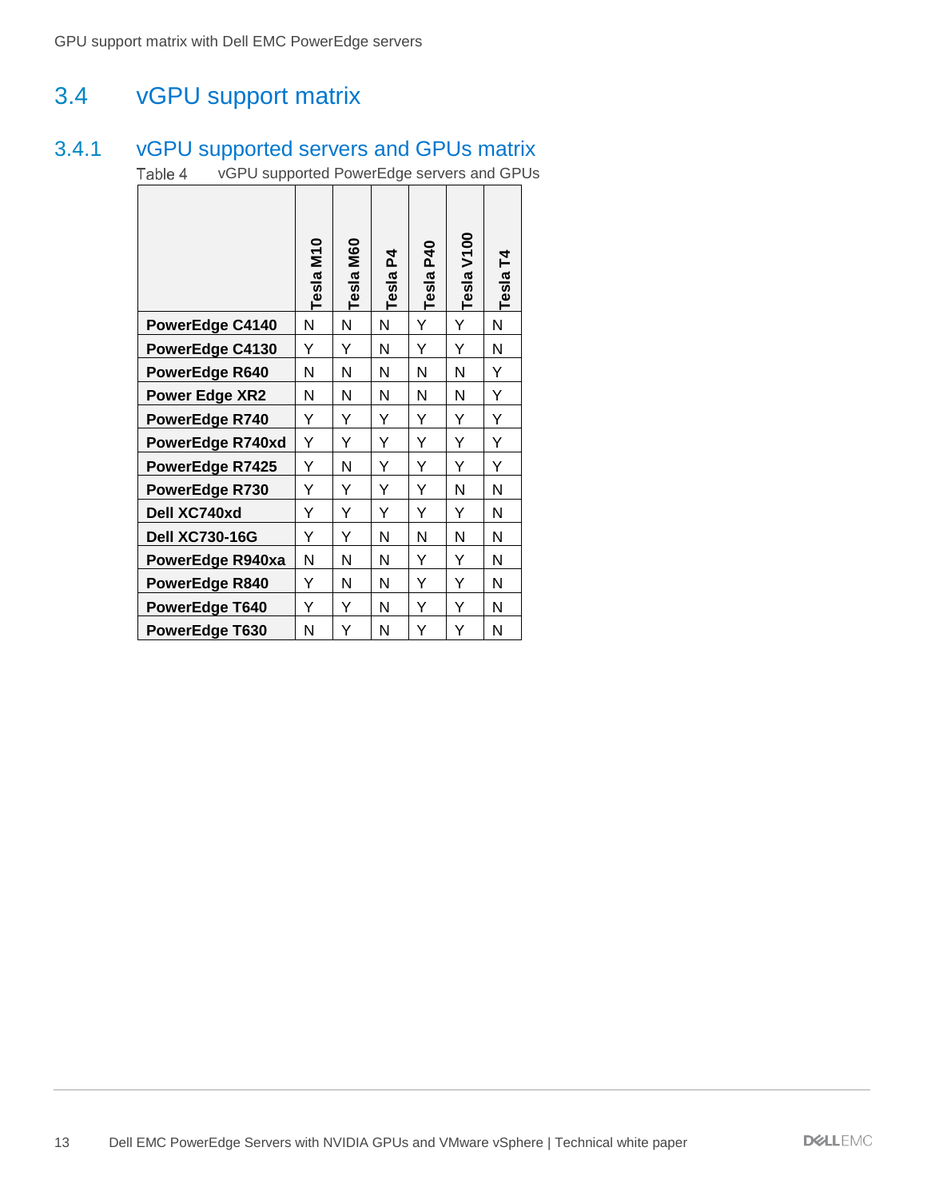## 3.4 vGPU support matrix

### 3.4.1 vGPU supported servers and GPUs matrix

Table 4 vGPU supported PowerEdge servers and GPUs

| | Tesla M10 | Tesla M60 | Tesla P4 | Tesla P40 | Tesla V100 | Tesla T4 |
|---|---|---|---|---|---|---|
| **PowerEdge C4140** | N | N | N | Y | Y | N |
| **PowerEdge C4130** | Y | Y | N | Y | Y | N |
| **PowerEdge R640** | N | N | N | N | N | Y |
| **Power Edge XR2** | N | N | N | N | N | Y |
| **PowerEdge R740** | Y | Y | Y | Y | Y | Y |
| **PowerEdge R740xd** | Y | Y | Y | Y | Y | Y |
| **PowerEdge R7425** | Y | N | Y | Y | Y | Y |
| **PowerEdge R730** | Y | Y | Y | Y | N | N |
| **Dell XC740xd** | Y | Y | Y | Y | Y | N |
| **Dell XC730-16G** | Y | Y | N | N | N | N |
| **PowerEdge R940xa** | N | N | N | Y | Y | N |
| **PowerEdge R840** | Y | N | N | Y | Y | N |
| **PowerEdge T640** | Y | Y | N | Y | Y | N |
| **PowerEdge T630** | N | Y | N | Y | Y | N |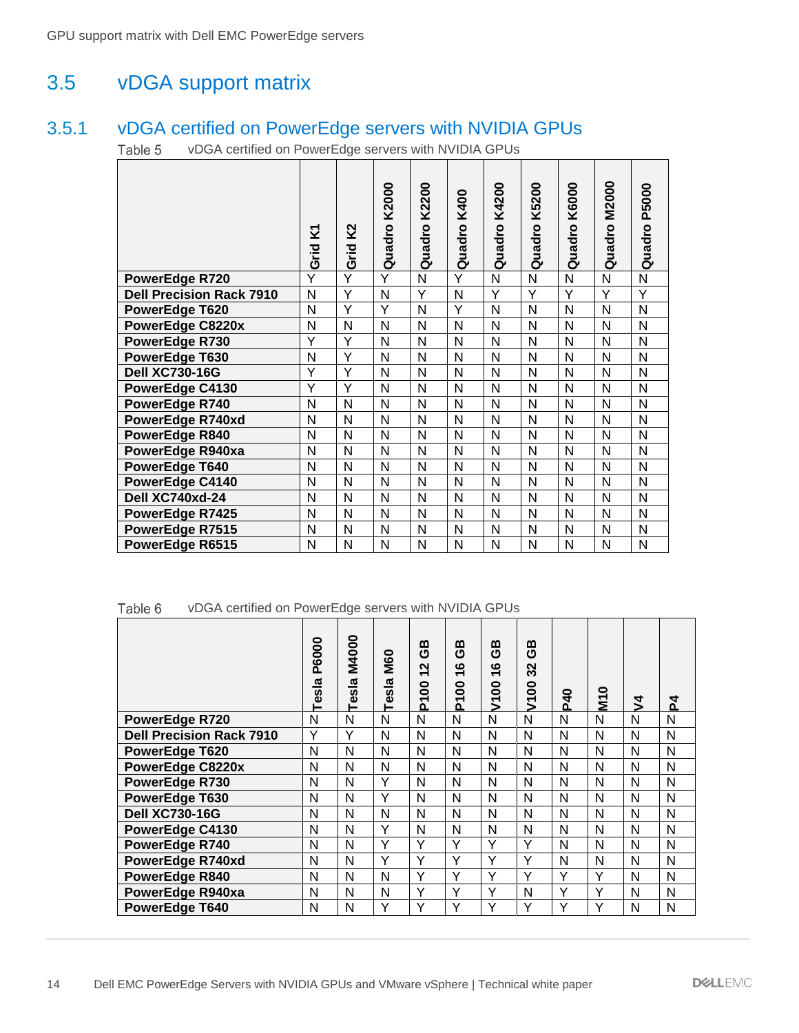## 3.5 vDGA support matrix

### 3.5.1 vDGA certified on PowerEdge servers with NVIDIA GPUs

Table 5 vDGA certified on PowerEdge servers with NVIDIA GPUs

| | Grid K1 | Grid K2 | Quadro K2000 | Quadro K2200 | Quadro K400 | Quadro K4200 | Quadro K5200 | Quadro K6000 | Quadro M2000 | Quadro P5000 |
|---|---|---|---|---|---|---|---|---|---|---|
| **PowerEdge R720** | Y | Y | Y | N | Y | N | N | N | N | N |
| **Dell Precision Rack 7910** | N | Y | N | Y | N | Y | Y | Y | Y | Y |
| **PowerEdge T620** | N | Y | Y | N | Y | N | N | N | N | N |
| **PowerEdge C8220x** | N | N | N | N | N | N | N | N | N | N |
| **PowerEdge R730** | Y | Y | N | N | N | N | N | N | N | N |
| **PowerEdge T630** | N | Y | N | N | N | N | N | N | N | N |
| **Dell XC730-16G** | Y | Y | N | N | N | N | N | N | N | N |
| **PowerEdge C4130** | Y | Y | N | N | N | N | N | N | N | N |
| **PowerEdge R740** | N | N | N | N | N | N | N | N | N | N |
| **PowerEdge R740xd** | N | N | N | N | N | N | N | N | N | N |
| **PowerEdge R840** | N | N | N | N | N | N | N | N | N | N |
| **PowerEdge R940xa** | N | N | N | N | N | N | N | N | N | N |
| **PowerEdge T640** | N | N | N | N | N | N | N | N | N | N |
| **PowerEdge C4140** | N | N | N | N | N | N | N | N | N | N |
| **Dell XC740xd-24** | N | N | N | N | N | N | N | N | N | N |
| **PowerEdge R7425** | N | N | N | N | N | N | N | N | N | N |
| **PowerEdge R7515** | N | N | N | N | N | N | N | N | N | N |
| **PowerEdge R6515** | N | N | N | N | N | N | N | N | N | N |

Table 6 vDGA certified on PowerEdge servers with NVIDIA GPUs

| | Tesla P6000 | Tesla M4000 | Tesla M60 | P100 12 GB | P100 16 GB | V100 16 GB | V100 32 GB | P40 | M10 | V4 | P4 |
|---|---|---|---|---|---|---|---|---|---|---|---|
| **PowerEdge R720** | N | N | N | N | N | N | N | N | N | N | N |
| **Dell Precision Rack 7910** | Y | Y | N | N | N | N | N | N | N | N | N |
| **PowerEdge T620** | N | N | N | N | N | N | N | N | N | N | N |
| **PowerEdge C8220x** | N | N | N | N | N | N | N | N | N | N | N |
| **PowerEdge R730** | N | N | Y | N | N | N | N | N | N | N | N |
| **PowerEdge T630** | N | N | Y | N | N | N | N | N | N | N | N |
| **Dell XC730-16G** | N | N | N | N | N | N | N | N | N | N | N |
| **PowerEdge C4130** | N | N | Y | N | N | N | N | N | N | N | N |
| **PowerEdge R740** | N | N | Y | Y | Y | Y | Y | N | N | N | N |
| **PowerEdge R740xd** | N | N | Y | Y | Y | Y | Y | N | N | N | N |
| **PowerEdge R840** | N | N | N | Y | Y | Y | Y | Y | Y | N | N |
| **PowerEdge R940xa** | N | N | N | Y | Y | Y | N | Y | Y | N | N |
| **PowerEdge T640** | N | N | Y | Y | Y | Y | Y | Y | Y | N | N |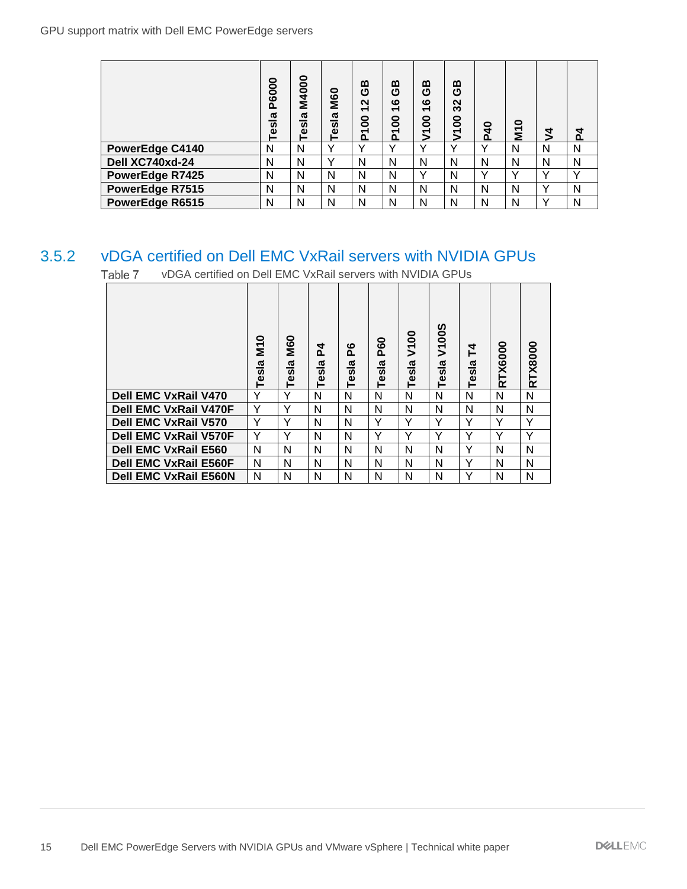| | Tesla P6000 | Tesla M4000 | Tesla M60 | P100 12 GB | P100 16 GB | V100 16 GB | V100 32 GB | P40 | M10 | V4 | P4 |
|---|---|---|---|---|---|---|---|---|---|---|---|
| **PowerEdge C4140** | N | N | Y | Y | Y | Y | Y | Y | N | N | N |
| **Dell XC740xd-24** | N | N | Y | N | N | N | N | N | N | N | N |
| **PowerEdge R7425** | N | N | N | N | N | Y | N | Y | Y | Y | Y |
| **PowerEdge R7515** | N | N | N | N | N | N | N | N | N | Y | N |
| **PowerEdge R6515** | N | N | N | N | N | N | N | N | N | Y | N |

### 3.5.2 vDGA certified on Dell EMC VxRail servers with NVIDIA GPUs

Table 7 vDGA certified on Dell EMC VxRail servers with NVIDIA GPUs

| | Tesla M10 | Tesla M60 | Tesla P4 | Tesla P6 | Tesla P60 | Tesla V100 | Tesla V100S | Tesla T4 | RTX6000 | RTX8000 |
|---|---|---|---|---|---|---|---|---|---|---|
| **Dell EMC VxRail V470** | Y | Y | N | N | N | N | N | N | N | N |
| **Dell EMC VxRail V470F** | Y | Y | N | N | N | N | N | N | N | N |
| **Dell EMC VxRail V570** | Y | Y | N | N | Y | Y | Y | Y | Y | Y |
| **Dell EMC VxRail V570F** | Y | Y | N | N | Y | Y | Y | Y | Y | Y |
| **Dell EMC VxRail E560** | N | N | N | N | N | N | N | Y | N | N |
| **Dell EMC VxRail E560F** | N | N | N | N | N | N | N | Y | N | N |
| **Dell EMC VxRail E560N** | N | N | N | N | N | N | N | Y | N | N |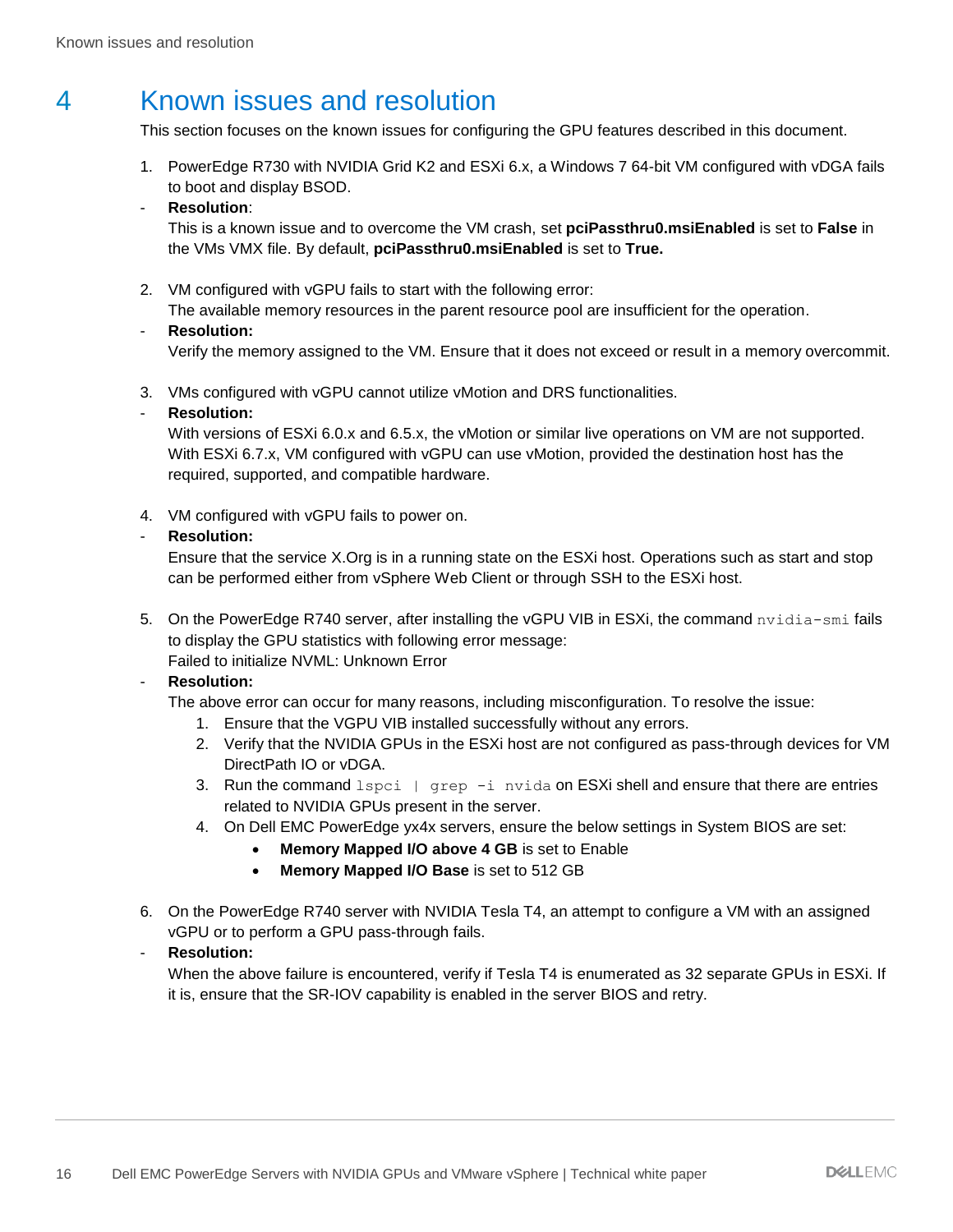# 4 Known issues and resolution

This section focuses on the known issues for configuring the GPU features described in this document.

1. PowerEdge R730 with NVIDIA Grid K2 and ESXi 6.x, a Windows 7 64-bit VM configured with vDGA fails to boot and display BSOD.

- **Resolution**:
  This is a known issue and to overcome the VM crash, set **pciPassthru0.msiEnabled** is set to **False** in the VMs VMX file. By default, **pciPassthru0.msiEnabled** is set to **True.**

2. VM configured with vGPU fails to start with the following error:
   The available memory resources in the parent resource pool are insufficient for the operation.

- **Resolution:**
  Verify the memory assigned to the VM. Ensure that it does not exceed or result in a memory overcommit.

3. VMs configured with vGPU cannot utilize vMotion and DRS functionalities.

- **Resolution:**
  With versions of ESXi 6.0.x and 6.5.x, the vMotion or similar live operations on VM are not supported. With ESXi 6.7.x, VM configured with vGPU can use vMotion, provided the destination host has the required, supported, and compatible hardware.

4. VM configured with vGPU fails to power on.

- **Resolution:**
  Ensure that the service X.Org is in a running state on the ESXi host. Operations such as start and stop can be performed either from vSphere Web Client or through SSH to the ESXi host.

5. On the PowerEdge R740 server, after installing the vGPU VIB in ESXi, the command `nvidia-smi` fails to display the GPU statistics with following error message:
   Failed to initialize NVML: Unknown Error

- **Resolution:**
  The above error can occur for many reasons, including misconfiguration. To resolve the issue:
  1. Ensure that the VGPU VIB installed successfully without any errors.
  2. Verify that the NVIDIA GPUs in the ESXi host are not configured as pass-through devices for VM DirectPath IO or vDGA.
  3. Run the command `lspci | grep -i nvda` on ESXi shell and ensure that there are entries related to NVIDIA GPUs present in the server.
  4. On Dell EMC PowerEdge yx4x servers, ensure the below settings in System BIOS are set:
     - **Memory Mapped I/O above 4 GB** is set to Enable
     - **Memory Mapped I/O Base** is set to 512 GB

6. On the PowerEdge R740 server with NVIDIA Tesla T4, an attempt to configure a VM with an assigned vGPU or to perform a GPU pass-through fails.

- **Resolution:**
  When the above failure is encountered, verify if Tesla T4 is enumerated as 32 separate GPUs in ESXi. If it is, ensure that the SR-IOV capability is enabled in the server BIOS and retry.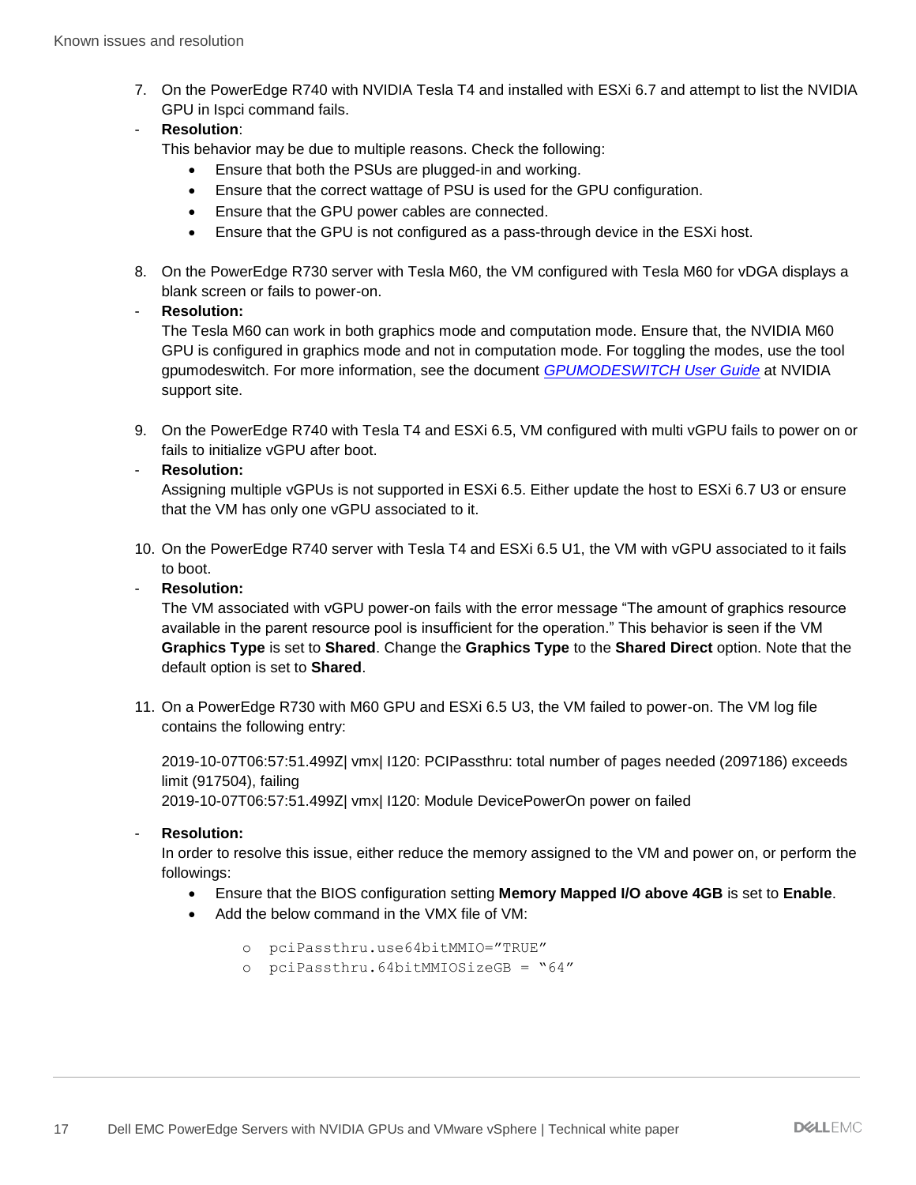7. On the PowerEdge R740 with NVIDIA Tesla T4 and installed with ESXi 6.7 and attempt to list the NVIDIA GPU in lspci command fails.

- **Resolution**:
  This behavior may be due to multiple reasons. Check the following:
  - Ensure that both the PSUs are plugged-in and working.
  - Ensure that the correct wattage of PSU is used for the GPU configuration.
  - Ensure that the GPU power cables are connected.
  - Ensure that the GPU is not configured as a pass-through device in the ESXi host.

8. On the PowerEdge R730 server with Tesla M60, the VM configured with Tesla M60 for vDGA displays a blank screen or fails to power-on.

- **Resolution:**
  The Tesla M60 can work in both graphics mode and computation mode. Ensure that, the NVIDIA M60 GPU is configured in graphics mode and not in computation mode. For toggling the modes, use the tool gpumodeswitch. For more information, see the document *GPUMODESWITCH User Guide* at NVIDIA support site.

9. On the PowerEdge R740 with Tesla T4 and ESXi 6.5, VM configured with multi vGPU fails to power on or fails to initialize vGPU after boot.

- **Resolution:**
  Assigning multiple vGPUs is not supported in ESXi 6.5. Either update the host to ESXi 6.7 U3 or ensure that the VM has only one vGPU associated to it.

10. On the PowerEdge R740 server with Tesla T4 and ESXi 6.5 U1, the VM with vGPU associated to it fails to boot.

- **Resolution:**
  The VM associated with vGPU power-on fails with the error message "The amount of graphics resource available in the parent resource pool is insufficient for the operation." This behavior is seen if the VM **Graphics Type** is set to **Shared**. Change the **Graphics Type** to the **Shared Direct** option. Note that the default option is set to **Shared**.

11. On a PowerEdge R730 with M60 GPU and ESXi 6.5 U3, the VM failed to power-on. The VM log file contains the following entry:

    2019-10-07T06:57:51.499Z| vmx| I120: PCIPassthru: total number of pages needed (2097186) exceeds limit (917504), failing
    2019-10-07T06:57:51.499Z| vmx| I120: Module DevicePowerOn power on failed

- **Resolution:**
  In order to resolve this issue, either reduce the memory assigned to the VM and power on, or perform the followings:
  - Ensure that the BIOS configuration setting **Memory Mapped I/O above 4GB** is set to **Enable**.
  - Add the below command in the VMX file of VM:
    - `pciPassthru.use64bitMMIO="TRUE"`
    - `pciPassthru.64bitMMIOSizeGB = "64"`